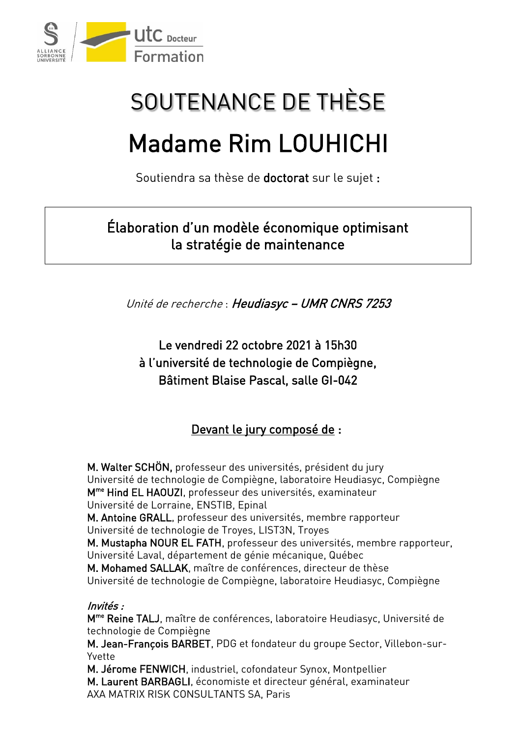# SOUTENANCE DE THÈSE

# Madame Rim LOUHICHI

Soutiendra sa thèse de **doctorat** sur le sujet **:**

**Élaboration d'un modèle économique optimisant la stratégie de maintenance**

*Unité de recherche* : ***Heudiasyc – UMR CNRS 7253***

**Le vendredi 22 octobre 2021 à 15h30**
**à l'université de technologie de Compiègne,**
**Bâtiment Blaise Pascal, salle GI-042**

**Devant le jury composé de :**

**M. Walter SCHÖN,** professeur des universités, président du jury
Université de technologie de Compiègne, laboratoire Heudiasyc, Compiègne
**Mme Hind EL HAOUZI**, professeur des universités, examinateur
Université de Lorraine, ENSTIB, Epinal
**M. Antoine GRALL**, professeur des universités, membre rapporteur
Université de technologie de Troyes, LIST3N, Troyes
**M. Mustapha NOUR EL FATH**, professeur des universités, membre rapporteur,
Université Laval, département de génie mécanique, Québec
**M. Mohamed SALLAK**, maître de conférences, directeur de thèse
Université de technologie de Compiègne, laboratoire Heudiasyc, Compiègne

*Invités :*
**Mme Reine TALJ**, maître de conférences, laboratoire Heudiasyc, Université de technologie de Compiègne
**M. Jean-François BARBET**, PDG et fondateur du groupe Sector, Villebon-sur-Yvette
**M. Jérome FENWICH**, industriel, cofondateur Synox, Montpellier
**M. Laurent BARBAGLI**, économiste et directeur général, examinateur
AXA MATRIX RISK CONSULTANTS SA, Paris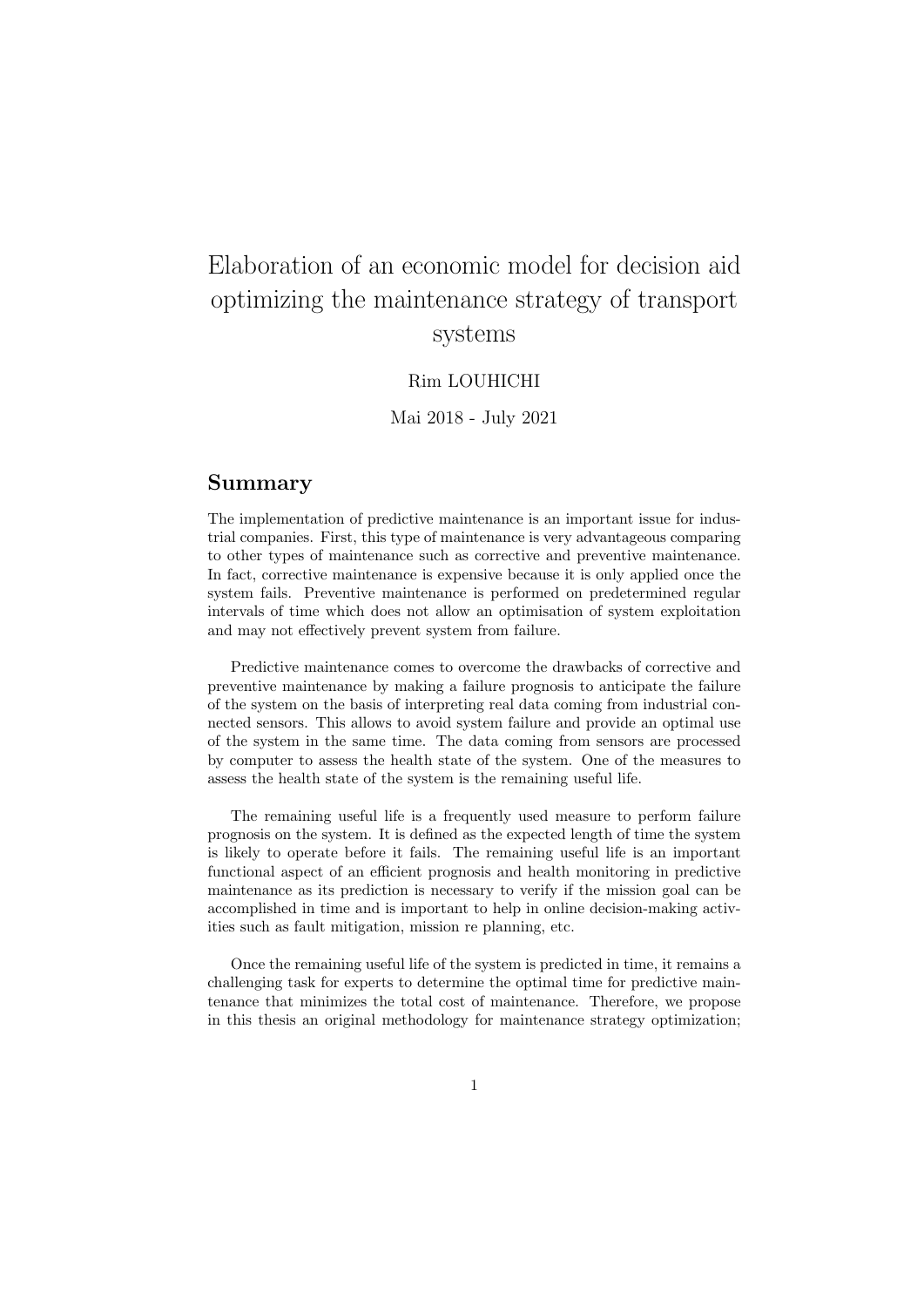# Elaboration of an economic model for decision aid optimizing the maintenance strategy of transport systems

Rim LOUHICHI

Mai 2018 - July 2021

## Summary

The implementation of predictive maintenance is an important issue for industrial companies. First, this type of maintenance is very advantageous comparing to other types of maintenance such as corrective and preventive maintenance. In fact, corrective maintenance is expensive because it is only applied once the system fails. Preventive maintenance is performed on predetermined regular intervals of time which does not allow an optimisation of system exploitation and may not effectively prevent system from failure.

Predictive maintenance comes to overcome the drawbacks of corrective and preventive maintenance by making a failure prognosis to anticipate the failure of the system on the basis of interpreting real data coming from industrial connected sensors. This allows to avoid system failure and provide an optimal use of the system in the same time. The data coming from sensors are processed by computer to assess the health state of the system. One of the measures to assess the health state of the system is the remaining useful life.

The remaining useful life is a frequently used measure to perform failure prognosis on the system. It is defined as the expected length of time the system is likely to operate before it fails. The remaining useful life is an important functional aspect of an efficient prognosis and health monitoring in predictive maintenance as its prediction is necessary to verify if the mission goal can be accomplished in time and is important to help in online decision-making activities such as fault mitigation, mission re planning, etc.

Once the remaining useful life of the system is predicted in time, it remains a challenging task for experts to determine the optimal time for predictive maintenance that minimizes the total cost of maintenance. Therefore, we propose in this thesis an original methodology for maintenance strategy optimization;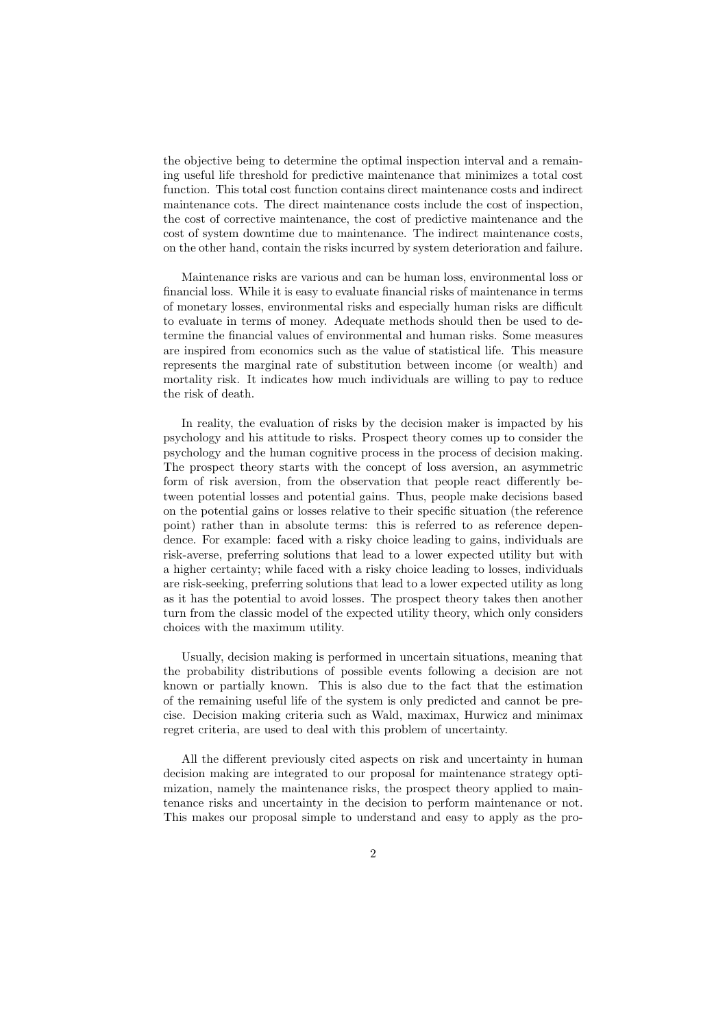the objective being to determine the optimal inspection interval and a remaining useful life threshold for predictive maintenance that minimizes a total cost function. This total cost function contains direct maintenance costs and indirect maintenance cots. The direct maintenance costs include the cost of inspection, the cost of corrective maintenance, the cost of predictive maintenance and the cost of system downtime due to maintenance. The indirect maintenance costs, on the other hand, contain the risks incurred by system deterioration and failure.

Maintenance risks are various and can be human loss, environmental loss or financial loss. While it is easy to evaluate financial risks of maintenance in terms of monetary losses, environmental risks and especially human risks are difficult to evaluate in terms of money. Adequate methods should then be used to determine the financial values of environmental and human risks. Some measures are inspired from economics such as the value of statistical life. This measure represents the marginal rate of substitution between income (or wealth) and mortality risk. It indicates how much individuals are willing to pay to reduce the risk of death.

In reality, the evaluation of risks by the decision maker is impacted by his psychology and his attitude to risks. Prospect theory comes up to consider the psychology and the human cognitive process in the process of decision making. The prospect theory starts with the concept of loss aversion, an asymmetric form of risk aversion, from the observation that people react differently between potential losses and potential gains. Thus, people make decisions based on the potential gains or losses relative to their specific situation (the reference point) rather than in absolute terms: this is referred to as reference dependence. For example: faced with a risky choice leading to gains, individuals are risk-averse, preferring solutions that lead to a lower expected utility but with a higher certainty; while faced with a risky choice leading to losses, individuals are risk-seeking, preferring solutions that lead to a lower expected utility as long as it has the potential to avoid losses. The prospect theory takes then another turn from the classic model of the expected utility theory, which only considers choices with the maximum utility.

Usually, decision making is performed in uncertain situations, meaning that the probability distributions of possible events following a decision are not known or partially known. This is also due to the fact that the estimation of the remaining useful life of the system is only predicted and cannot be precise. Decision making criteria such as Wald, maximax, Hurwicz and minimax regret criteria, are used to deal with this problem of uncertainty.

All the different previously cited aspects on risk and uncertainty in human decision making are integrated to our proposal for maintenance strategy optimization, namely the maintenance risks, the prospect theory applied to maintenance risks and uncertainty in the decision to perform maintenance or not. This makes our proposal simple to understand and easy to apply as the pro-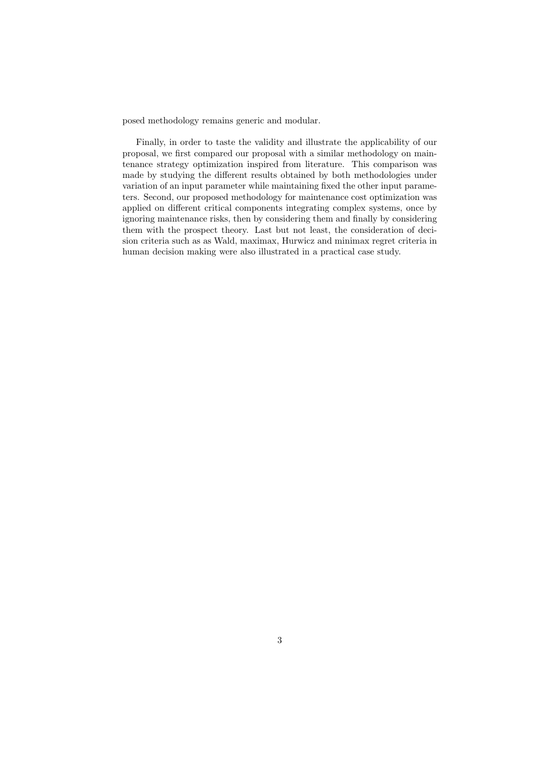posed methodology remains generic and modular.

Finally, in order to taste the validity and illustrate the applicability of our proposal, we first compared our proposal with a similar methodology on maintenance strategy optimization inspired from literature. This comparison was made by studying the different results obtained by both methodologies under variation of an input parameter while maintaining fixed the other input parameters. Second, our proposed methodology for maintenance cost optimization was applied on different critical components integrating complex systems, once by ignoring maintenance risks, then by considering them and finally by considering them with the prospect theory. Last but not least, the consideration of decision criteria such as as Wald, maximax, Hurwicz and minimax regret criteria in human decision making were also illustrated in a practical case study.